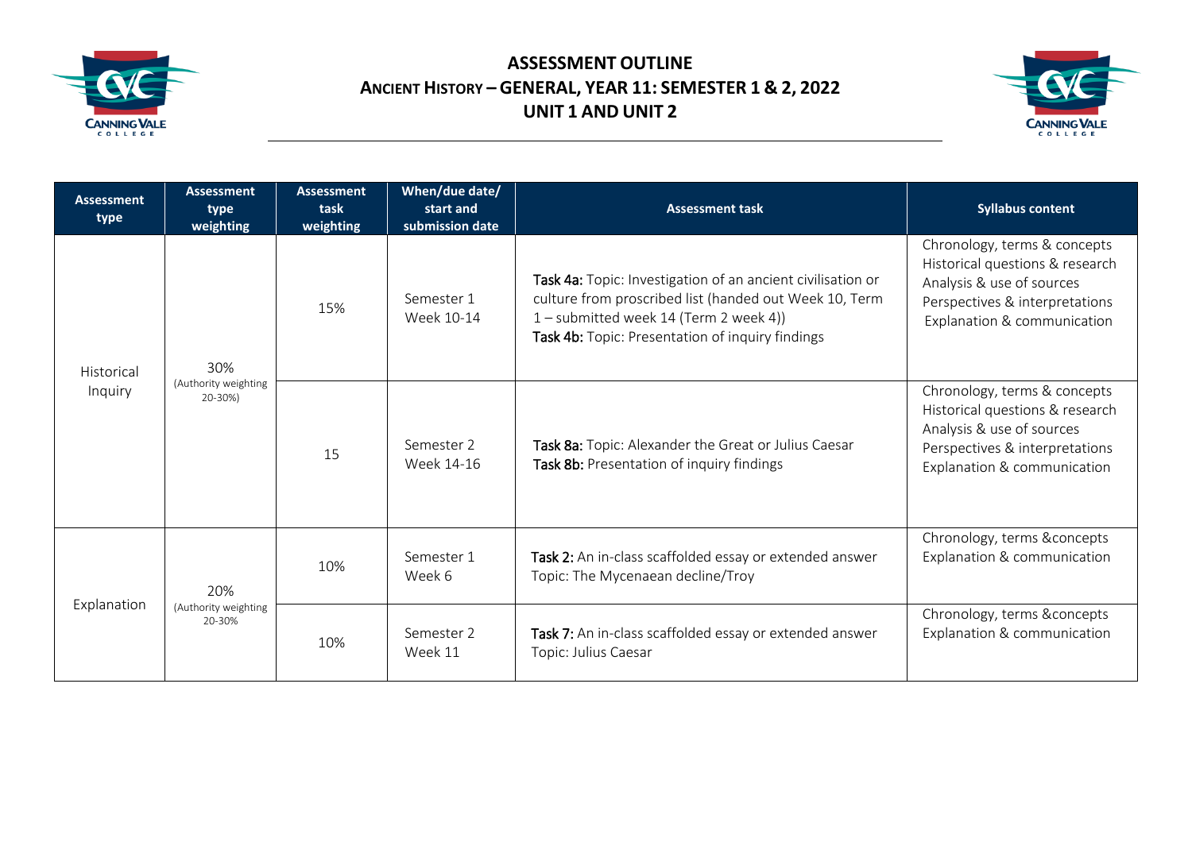# ASSESSMENT OUTLINE
## ANCIENT HISTORY – GENERAL, YEAR 11: SEMESTER 1 & 2, 2022
## UNIT 1 AND UNIT 2

| Assessment type | Assessment type weighting | Assessment task weighting | When/due date/ start and submission date | Assessment task | Syllabus content |
|---|---|---|---|---|---|
| Historical Inquiry | 30% (Authority weighting 20-30%) | 15% | Semester 1 Week 10-14 | **Task 4a:** Topic: Investigation of an ancient civilisation or culture from proscribed list (handed out Week 10, Term 1 – submitted week 14 (Term 2 week 4)) **Task 4b:** Topic: Presentation of inquiry findings | Chronology, terms & concepts Historical questions & research Analysis & use of sources Perspectives & interpretations Explanation & communication |
| | | 15 | Semester 2 Week 14-16 | **Task 8a:** Topic: Alexander the Great or Julius Caesar **Task 8b:** Presentation of inquiry findings | Chronology, terms & concepts Historical questions & research Analysis & use of sources Perspectives & interpretations Explanation & communication |
| Explanation | 20% (Authority weighting 20-30% | 10% | Semester 1 Week 6 | **Task 2:** An in-class scaffolded essay or extended answer Topic: The Mycenaean decline/Troy | Chronology, terms &concepts Explanation & communication |
| | | 10% | Semester 2 Week 11 | **Task 7:** An in-class scaffolded essay or extended answer Topic: Julius Caesar | Chronology, terms &concepts Explanation & communication |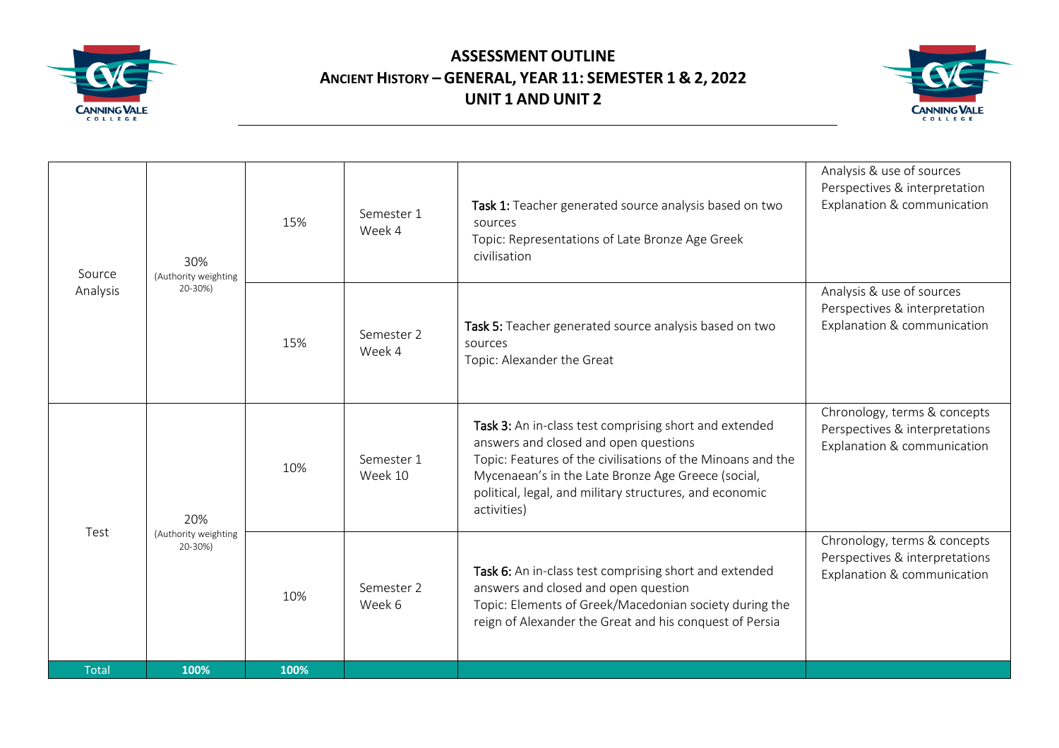**ASSESSMENT OUTLINE**
**ANCIENT HISTORY – GENERAL, YEAR 11: SEMESTER 1 & 2, 2022**
**UNIT 1 AND UNIT 2**

| | | | | | |
|---|---|---|---|---|---|
| Source Analysis | 30% (Authority weighting 20-30%) | 15% | Semester 1 Week 4 | **Task 1:** Teacher generated source analysis based on two sources Topic: Representations of Late Bronze Age Greek civilisation | Analysis & use of sources Perspectives & interpretation Explanation & communication |
| | | 15% | Semester 2 Week 4 | **Task 5:** Teacher generated source analysis based on two sources Topic: Alexander the Great | Analysis & use of sources Perspectives & interpretation Explanation & communication |
| Test | 20% (Authority weighting 20-30%) | 10% | Semester 1 Week 10 | **Task 3:** An in-class test comprising short and extended answers and closed and open questions Topic: Features of the civilisations of the Minoans and the Mycenaean's in the Late Bronze Age Greece (social, political, legal, and military structures, and economic activities) | Chronology, terms & concepts Perspectives & interpretations Explanation & communication |
| | | 10% | Semester 2 Week 6 | **Task 6:** An in-class test comprising short and extended answers and closed and open question Topic: Elements of Greek/Macedonian society during the reign of Alexander the Great and his conquest of Persia | Chronology, terms & concepts Perspectives & interpretations Explanation & communication |
| Total | **100%** | **100%** | | | |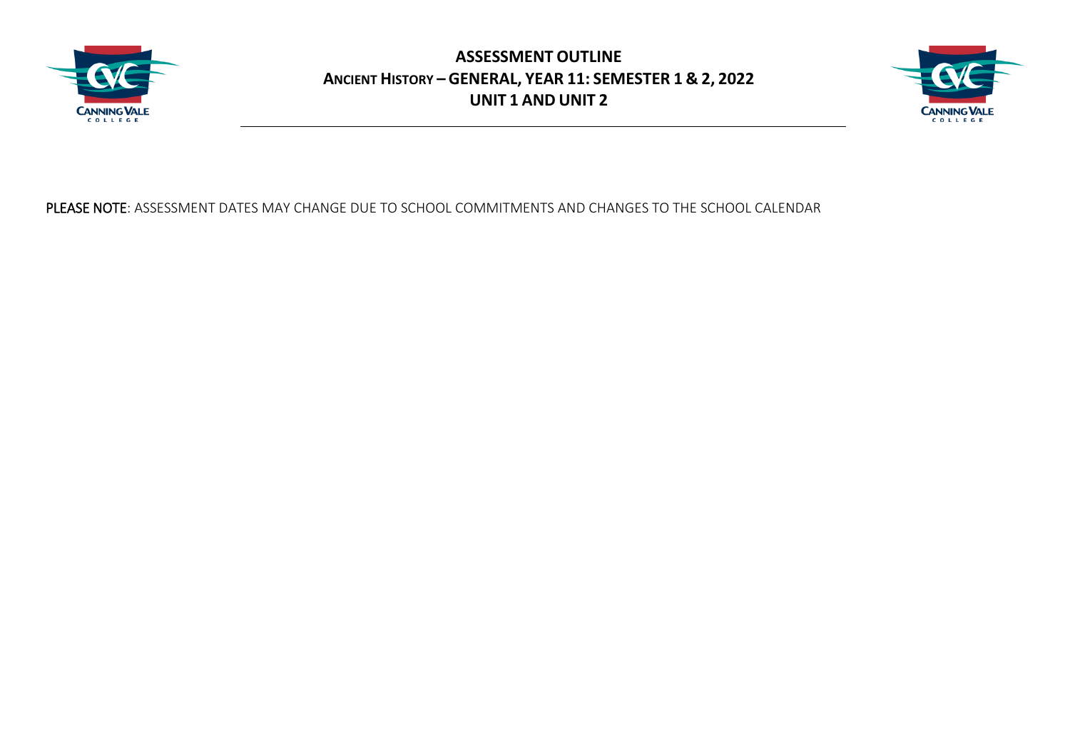PLEASE NOTE: ASSESSMENT DATES MAY CHANGE DUE TO SCHOOL COMMITMENTS AND CHANGES TO THE SCHOOL CALENDAR